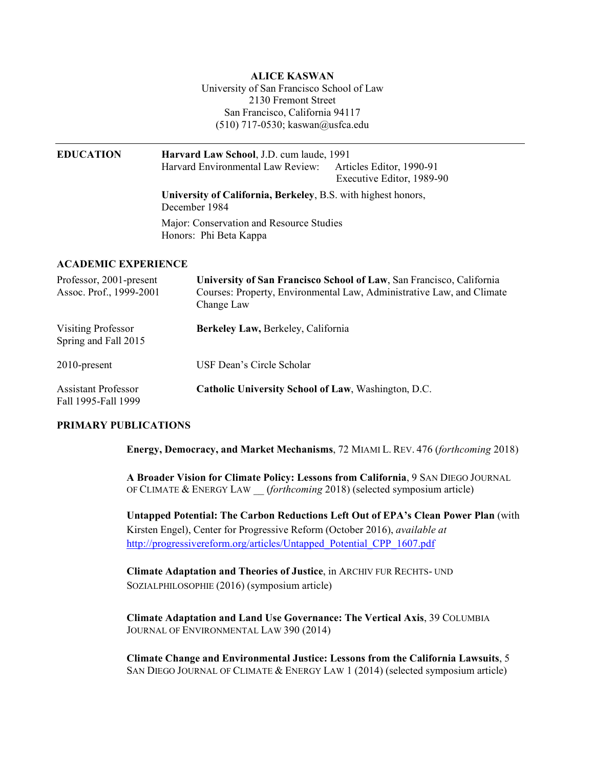# ALICE KASWAN

University of San Francisco School of Law
2130 Fremont Street
San Francisco, California 94117
(510) 717-0530; kaswan@usfca.edu

---

## EDUCATION

**Harvard Law School**, J.D. cum laude, 1991
Harvard Environmental Law Review: Articles Editor, 1990-91
Executive Editor, 1989-90

**University of California, Berkeley**, B.S. with highest honors, December 1984

Major: Conservation and Resource Studies
Honors: Phi Beta Kappa

## ACADEMIC EXPERIENCE

| | |
|---|---|
| Professor, 2001-present<br>Assoc. Prof., 1999-2001 | **University of San Francisco School of Law**, San Francisco, California<br>Courses: Property, Environmental Law, Administrative Law, and Climate Change Law |
| Visiting Professor<br>Spring and Fall 2015 | **Berkeley Law,** Berkeley, California |
| 2010-present | USF Dean's Circle Scholar |
| Assistant Professor<br>Fall 1995-Fall 1999 | **Catholic University School of Law**, Washington, D.C. |

## PRIMARY PUBLICATIONS

**Energy, Democracy, and Market Mechanisms**, 72 MIAMI L. REV. 476 (*forthcoming* 2018)

**A Broader Vision for Climate Policy: Lessons from California**, 9 SAN DIEGO JOURNAL OF CLIMATE & ENERGY LAW __ (*forthcoming* 2018) (selected symposium article)

**Untapped Potential: The Carbon Reductions Left Out of EPA's Clean Power Plan** (with Kirsten Engel), Center for Progressive Reform (October 2016), *available at* [http://progressivereform.org/articles/Untapped_Potential_CPP_1607.pdf](http://progressivereform.org/articles/Untapped_Potential_CPP_1607.pdf)

**Climate Adaptation and Theories of Justice**, in ARCHIV FUR RECHTS- UND SOZIALPHILOSOPHIE (2016) (symposium article)

**Climate Adaptation and Land Use Governance: The Vertical Axis**, 39 COLUMBIA JOURNAL OF ENVIRONMENTAL LAW 390 (2014)

**Climate Change and Environmental Justice: Lessons from the California Lawsuits**, 5 SAN DIEGO JOURNAL OF CLIMATE & ENERGY LAW 1 (2014) (selected symposium article)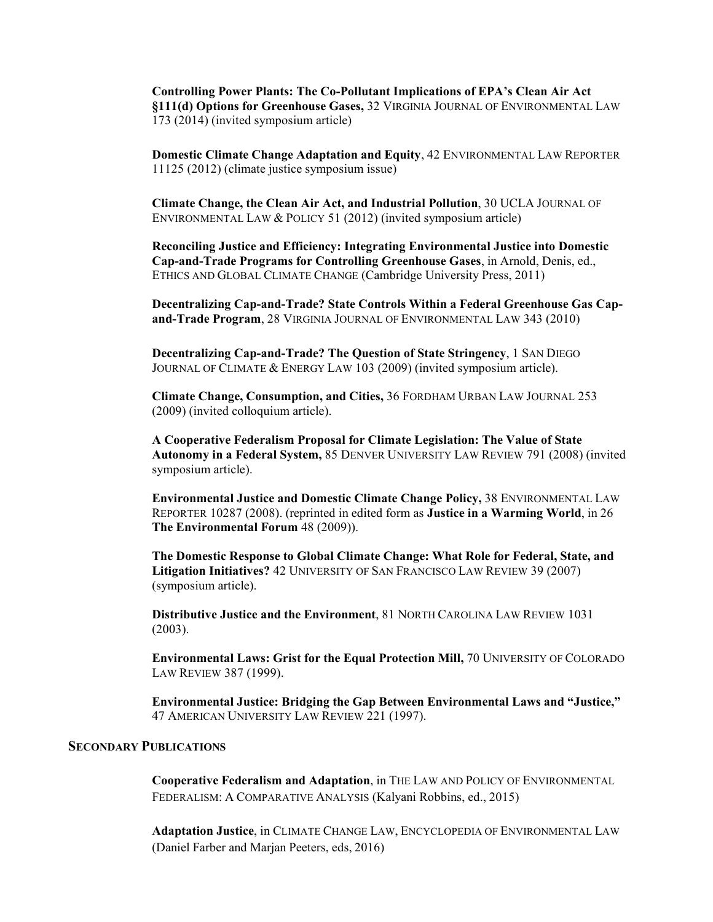**Controlling Power Plants: The Co-Pollutant Implications of EPA's Clean Air Act §111(d) Options for Greenhouse Gases,** 32 VIRGINIA JOURNAL OF ENVIRONMENTAL LAW 173 (2014) (invited symposium article)

**Domestic Climate Change Adaptation and Equity**, 42 ENVIRONMENTAL LAW REPORTER 11125 (2012) (climate justice symposium issue)

**Climate Change, the Clean Air Act, and Industrial Pollution**, 30 UCLA JOURNAL OF ENVIRONMENTAL LAW & POLICY 51 (2012) (invited symposium article)

**Reconciling Justice and Efficiency: Integrating Environmental Justice into Domestic Cap-and-Trade Programs for Controlling Greenhouse Gases**, in Arnold, Denis, ed., ETHICS AND GLOBAL CLIMATE CHANGE (Cambridge University Press, 2011)

**Decentralizing Cap-and-Trade? State Controls Within a Federal Greenhouse Gas Cap-and-Trade Program**, 28 VIRGINIA JOURNAL OF ENVIRONMENTAL LAW 343 (2010)

**Decentralizing Cap-and-Trade? The Question of State Stringency**, 1 SAN DIEGO JOURNAL OF CLIMATE & ENERGY LAW 103 (2009) (invited symposium article).

**Climate Change, Consumption, and Cities,** 36 FORDHAM URBAN LAW JOURNAL 253 (2009) (invited colloquium article).

**A Cooperative Federalism Proposal for Climate Legislation: The Value of State Autonomy in a Federal System,** 85 DENVER UNIVERSITY LAW REVIEW 791 (2008) (invited symposium article).

**Environmental Justice and Domestic Climate Change Policy,** 38 ENVIRONMENTAL LAW REPORTER 10287 (2008). (reprinted in edited form as **Justice in a Warming World**, in 26 **The Environmental Forum** 48 (2009)).

**The Domestic Response to Global Climate Change: What Role for Federal, State, and Litigation Initiatives?** 42 UNIVERSITY OF SAN FRANCISCO LAW REVIEW 39 (2007) (symposium article).

**Distributive Justice and the Environment**, 81 NORTH CAROLINA LAW REVIEW 1031 (2003).

**Environmental Laws: Grist for the Equal Protection Mill,** 70 UNIVERSITY OF COLORADO LAW REVIEW 387 (1999).

**Environmental Justice: Bridging the Gap Between Environmental Laws and "Justice,"** 47 AMERICAN UNIVERSITY LAW REVIEW 221 (1997).

## SECONDARY PUBLICATIONS

**Cooperative Federalism and Adaptation**, in THE LAW AND POLICY OF ENVIRONMENTAL FEDERALISM: A COMPARATIVE ANALYSIS (Kalyani Robbins, ed., 2015)

**Adaptation Justice**, in CLIMATE CHANGE LAW, ENCYCLOPEDIA OF ENVIRONMENTAL LAW (Daniel Farber and Marjan Peeters, eds, 2016)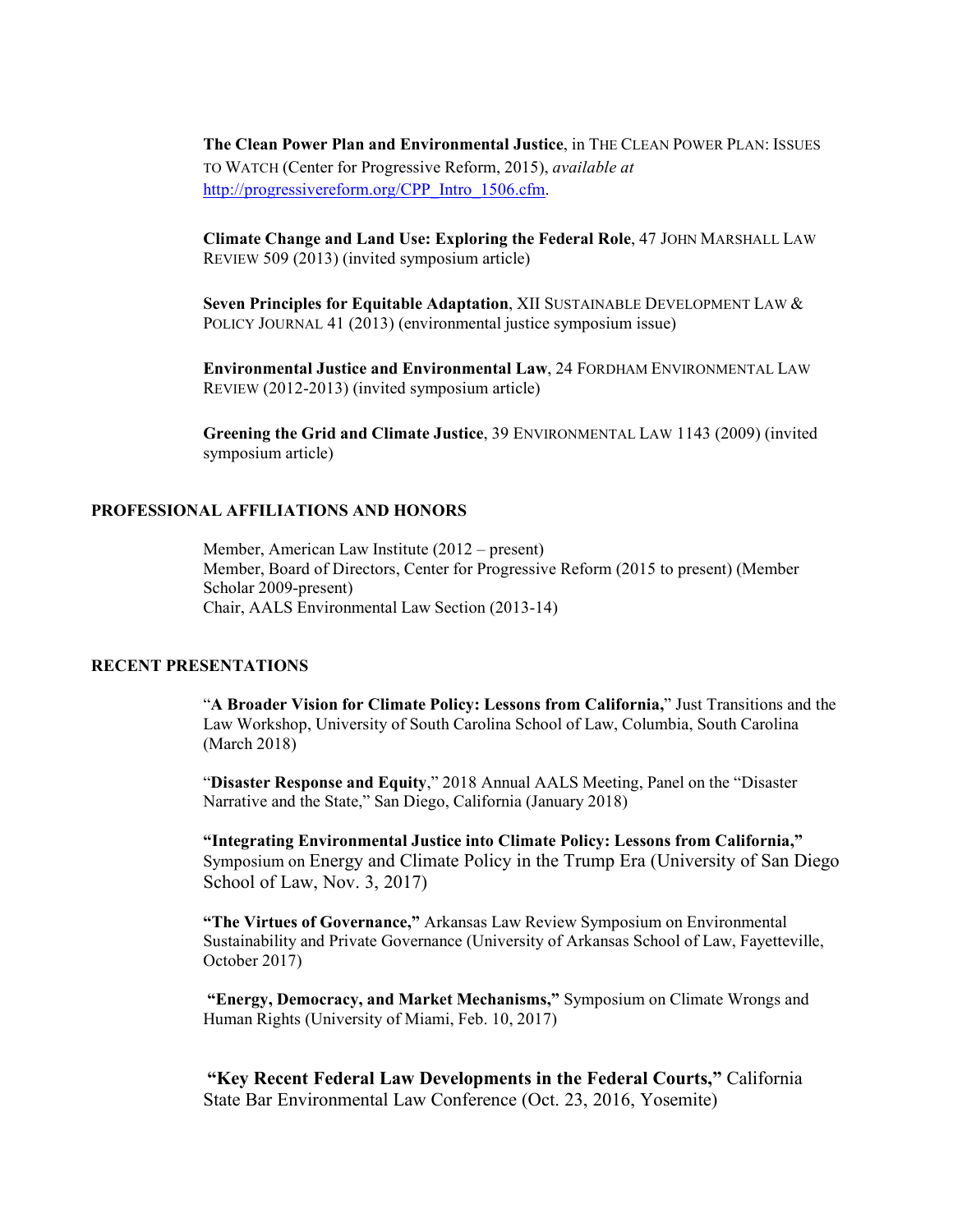**The Clean Power Plan and Environmental Justice**, in THE CLEAN POWER PLAN: ISSUES TO WATCH (Center for Progressive Reform, 2015), *available at* http://progressivereform.org/CPP_Intro_1506.cfm.

**Climate Change and Land Use: Exploring the Federal Role**, 47 JOHN MARSHALL LAW REVIEW 509 (2013) (invited symposium article)

**Seven Principles for Equitable Adaptation**, XII SUSTAINABLE DEVELOPMENT LAW & POLICY JOURNAL 41 (2013) (environmental justice symposium issue)

**Environmental Justice and Environmental Law**, 24 FORDHAM ENVIRONMENTAL LAW REVIEW (2012-2013) (invited symposium article)

**Greening the Grid and Climate Justice**, 39 ENVIRONMENTAL LAW 1143 (2009) (invited symposium article)

## PROFESSIONAL AFFILIATIONS AND HONORS

Member, American Law Institute (2012 – present)
Member, Board of Directors, Center for Progressive Reform (2015 to present) (Member Scholar 2009-present)
Chair, AALS Environmental Law Section (2013-14)

## RECENT PRESENTATIONS

"**A Broader Vision for Climate Policy: Lessons from California,**" Just Transitions and the Law Workshop, University of South Carolina School of Law, Columbia, South Carolina (March 2018)

"**Disaster Response and Equity**," 2018 Annual AALS Meeting, Panel on the "Disaster Narrative and the State," San Diego, California (January 2018)

**"Integrating Environmental Justice into Climate Policy: Lessons from California,"** Symposium on Energy and Climate Policy in the Trump Era (University of San Diego School of Law, Nov. 3, 2017)

**"The Virtues of Governance,"** Arkansas Law Review Symposium on Environmental Sustainability and Private Governance (University of Arkansas School of Law, Fayetteville, October 2017)

**"Energy, Democracy, and Market Mechanisms,"** Symposium on Climate Wrongs and Human Rights (University of Miami, Feb. 10, 2017)

**"Key Recent Federal Law Developments in the Federal Courts,"** California State Bar Environmental Law Conference (Oct. 23, 2016, Yosemite)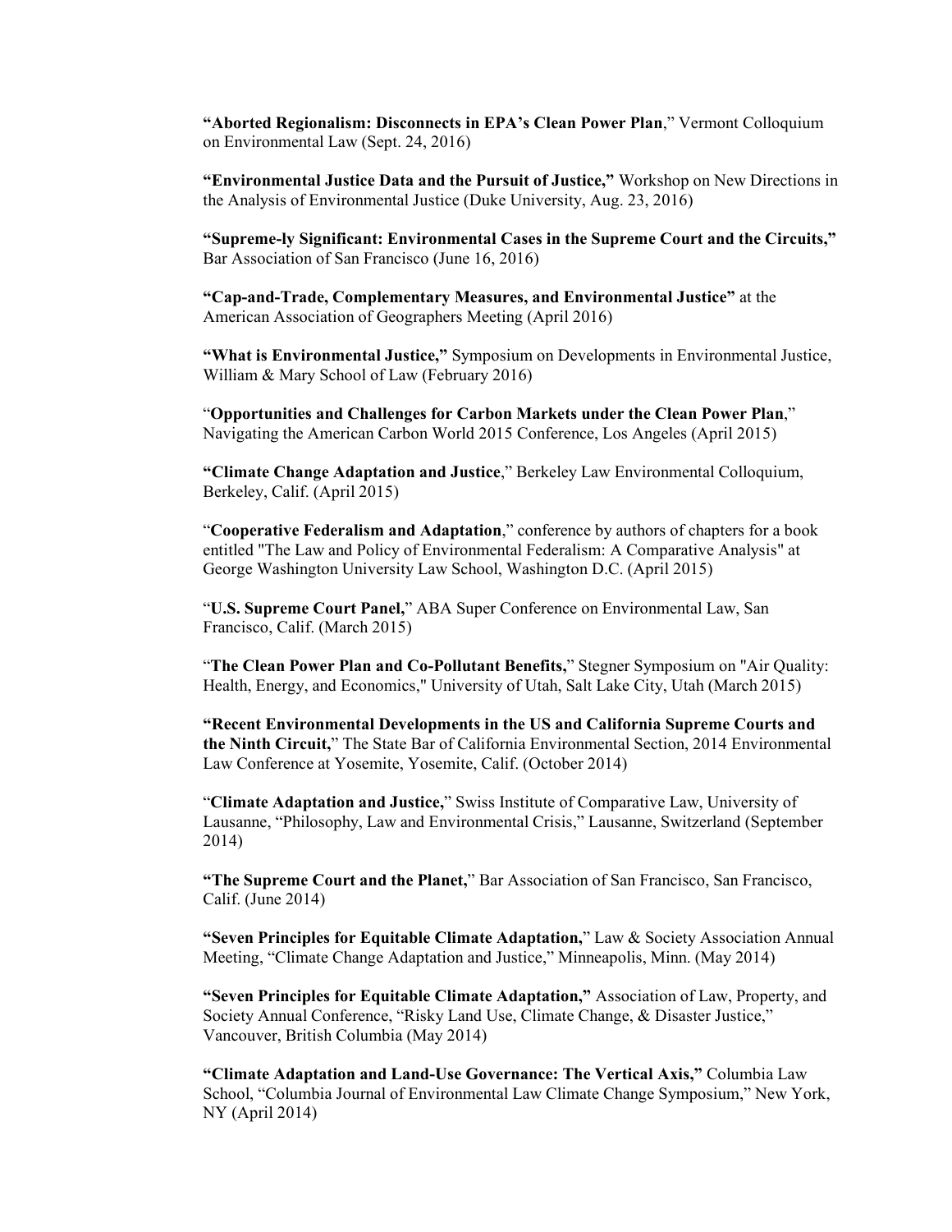**"Aborted Regionalism: Disconnects in EPA's Clean Power Plan**," Vermont Colloquium on Environmental Law (Sept. 24, 2016)

**"Environmental Justice Data and the Pursuit of Justice,"** Workshop on New Directions in the Analysis of Environmental Justice (Duke University, Aug. 23, 2016)

**"Supreme-ly Significant: Environmental Cases in the Supreme Court and the Circuits,"** Bar Association of San Francisco (June 16, 2016)

**"Cap-and-Trade, Complementary Measures, and Environmental Justice"** at the American Association of Geographers Meeting (April 2016)

**"What is Environmental Justice,"** Symposium on Developments in Environmental Justice, William & Mary School of Law (February 2016)

"**Opportunities and Challenges for Carbon Markets under the Clean Power Plan**," Navigating the American Carbon World 2015 Conference, Los Angeles (April 2015)

**"Climate Change Adaptation and Justice**," Berkeley Law Environmental Colloquium, Berkeley, Calif. (April 2015)

"**Cooperative Federalism and Adaptation**," conference by authors of chapters for a book entitled "The Law and Policy of Environmental Federalism: A Comparative Analysis" at George Washington University Law School, Washington D.C. (April 2015)

"**U.S. Supreme Court Panel,**" ABA Super Conference on Environmental Law, San Francisco, Calif. (March 2015)

"**The Clean Power Plan and Co-Pollutant Benefits,**" Stegner Symposium on "Air Quality: Health, Energy, and Economics," University of Utah, Salt Lake City, Utah (March 2015)

**"Recent Environmental Developments in the US and California Supreme Courts and the Ninth Circuit,**" The State Bar of California Environmental Section, 2014 Environmental Law Conference at Yosemite, Yosemite, Calif. (October 2014)

"**Climate Adaptation and Justice,**" Swiss Institute of Comparative Law, University of Lausanne, "Philosophy, Law and Environmental Crisis," Lausanne, Switzerland (September 2014)

**"The Supreme Court and the Planet,**" Bar Association of San Francisco, San Francisco, Calif. (June 2014)

**"Seven Principles for Equitable Climate Adaptation,**" Law & Society Association Annual Meeting, "Climate Change Adaptation and Justice," Minneapolis, Minn. (May 2014)

**"Seven Principles for Equitable Climate Adaptation,"** Association of Law, Property, and Society Annual Conference, "Risky Land Use, Climate Change, & Disaster Justice," Vancouver, British Columbia (May 2014)

**"Climate Adaptation and Land-Use Governance: The Vertical Axis,"** Columbia Law School, "Columbia Journal of Environmental Law Climate Change Symposium," New York, NY (April 2014)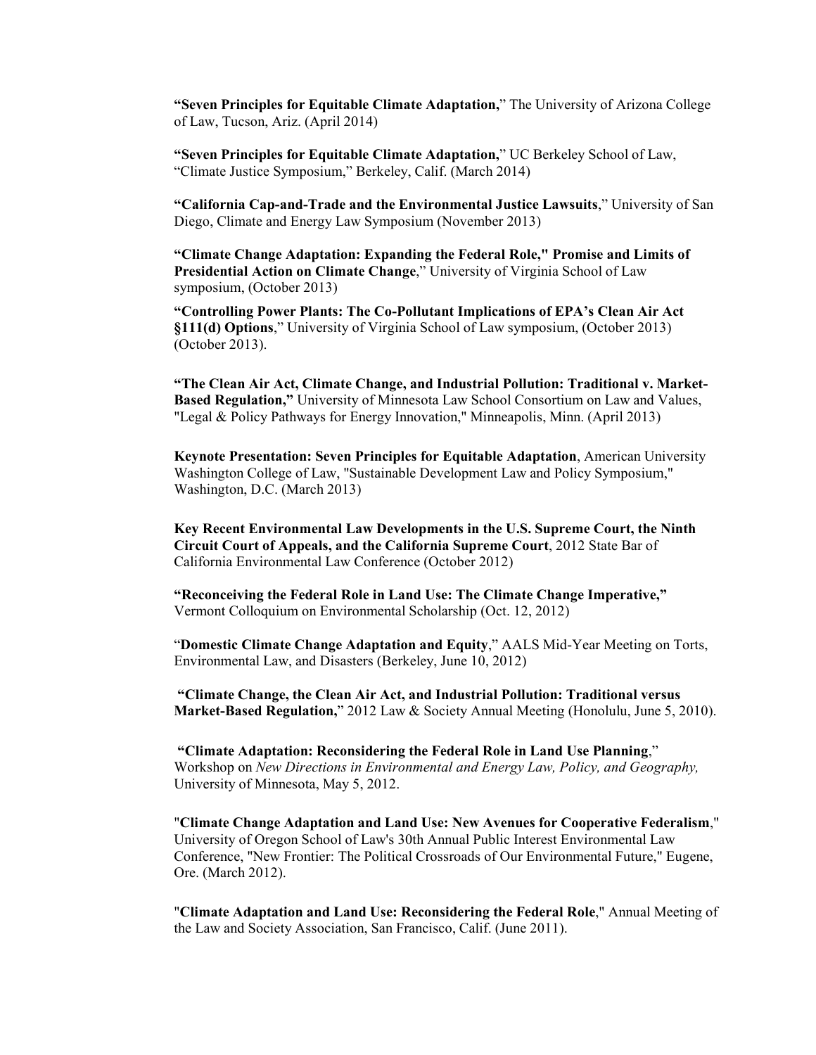**"Seven Principles for Equitable Climate Adaptation,"** The University of Arizona College of Law, Tucson, Ariz. (April 2014)

**"Seven Principles for Equitable Climate Adaptation,"** UC Berkeley School of Law, "Climate Justice Symposium," Berkeley, Calif. (March 2014)

**"California Cap-and-Trade and the Environmental Justice Lawsuits**," University of San Diego, Climate and Energy Law Symposium (November 2013)

**"Climate Change Adaptation: Expanding the Federal Role," Promise and Limits of Presidential Action on Climate Change**," University of Virginia School of Law symposium, (October 2013)

**"Controlling Power Plants: The Co-Pollutant Implications of EPA's Clean Air Act §111(d) Options**," University of Virginia School of Law symposium, (October 2013) (October 2013).

**"The Clean Air Act, Climate Change, and Industrial Pollution: Traditional v. Market-Based Regulation,"** University of Minnesota Law School Consortium on Law and Values, "Legal & Policy Pathways for Energy Innovation," Minneapolis, Minn. (April 2013)

**Keynote Presentation: Seven Principles for Equitable Adaptation**, American University Washington College of Law, "Sustainable Development Law and Policy Symposium," Washington, D.C. (March 2013)

**Key Recent Environmental Law Developments in the U.S. Supreme Court, the Ninth Circuit Court of Appeals, and the California Supreme Court**, 2012 State Bar of California Environmental Law Conference (October 2012)

**"Reconceiving the Federal Role in Land Use: The Climate Change Imperative,"** Vermont Colloquium on Environmental Scholarship (Oct. 12, 2012)

"**Domestic Climate Change Adaptation and Equity**," AALS Mid-Year Meeting on Torts, Environmental Law, and Disasters (Berkeley, June 10, 2012)

**"Climate Change, the Clean Air Act, and Industrial Pollution: Traditional versus Market-Based Regulation,"** 2012 Law & Society Annual Meeting (Honolulu, June 5, 2010).

**"Climate Adaptation: Reconsidering the Federal Role in Land Use Planning**," Workshop on *New Directions in Environmental and Energy Law, Policy, and Geography,* University of Minnesota, May 5, 2012.

"**Climate Change Adaptation and Land Use: New Avenues for Cooperative Federalism**," University of Oregon School of Law's 30th Annual Public Interest Environmental Law Conference, "New Frontier: The Political Crossroads of Our Environmental Future," Eugene, Ore. (March 2012).

"**Climate Adaptation and Land Use: Reconsidering the Federal Role**," Annual Meeting of the Law and Society Association, San Francisco, Calif. (June 2011).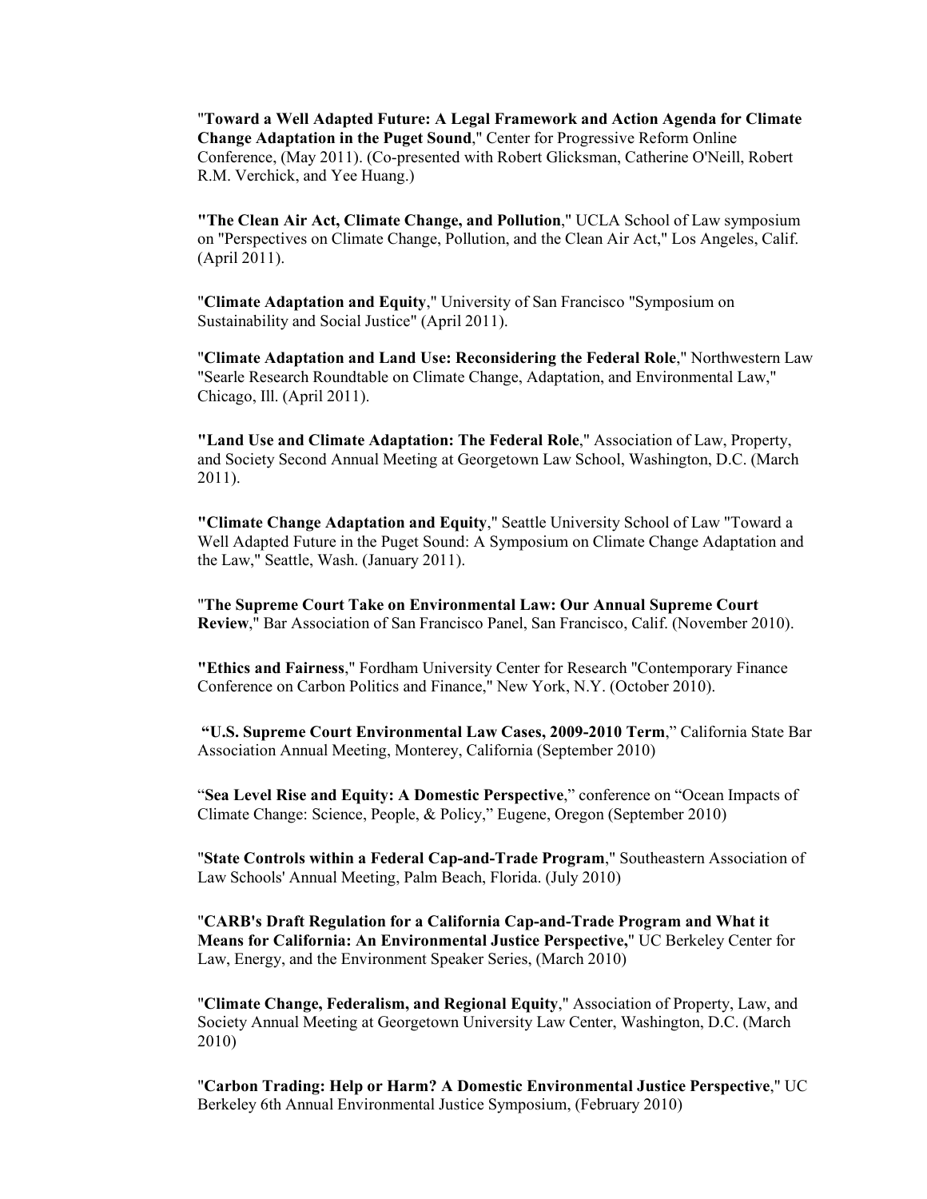"**Toward a Well Adapted Future: A Legal Framework and Action Agenda for Climate Change Adaptation in the Puget Sound**," Center for Progressive Reform Online Conference, (May 2011). (Co-presented with Robert Glicksman, Catherine O'Neill, Robert R.M. Verchick, and Yee Huang.)

**"The Clean Air Act, Climate Change, and Pollution**," UCLA School of Law symposium on "Perspectives on Climate Change, Pollution, and the Clean Air Act," Los Angeles, Calif. (April 2011).

"**Climate Adaptation and Equity**," University of San Francisco "Symposium on Sustainability and Social Justice" (April 2011).

"**Climate Adaptation and Land Use: Reconsidering the Federal Role**," Northwestern Law "Searle Research Roundtable on Climate Change, Adaptation, and Environmental Law," Chicago, Ill. (April 2011).

**"Land Use and Climate Adaptation: The Federal Role**," Association of Law, Property, and Society Second Annual Meeting at Georgetown Law School, Washington, D.C. (March 2011).

**"Climate Change Adaptation and Equity**," Seattle University School of Law "Toward a Well Adapted Future in the Puget Sound: A Symposium on Climate Change Adaptation and the Law," Seattle, Wash. (January 2011).

"**The Supreme Court Take on Environmental Law: Our Annual Supreme Court Review**," Bar Association of San Francisco Panel, San Francisco, Calif. (November 2010).

**"Ethics and Fairness**," Fordham University Center for Research "Contemporary Finance Conference on Carbon Politics and Finance," New York, N.Y. (October 2010).

**"U.S. Supreme Court Environmental Law Cases, 2009-2010 Term**," California State Bar Association Annual Meeting, Monterey, California (September 2010)

"**Sea Level Rise and Equity: A Domestic Perspective**," conference on "Ocean Impacts of Climate Change: Science, People, & Policy," Eugene, Oregon (September 2010)

"**State Controls within a Federal Cap-and-Trade Program**," Southeastern Association of Law Schools' Annual Meeting, Palm Beach, Florida. (July 2010)

"**CARB's Draft Regulation for a California Cap-and-Trade Program and What it Means for California: An Environmental Justice Perspective,**" UC Berkeley Center for Law, Energy, and the Environment Speaker Series, (March 2010)

"**Climate Change, Federalism, and Regional Equity**," Association of Property, Law, and Society Annual Meeting at Georgetown University Law Center, Washington, D.C. (March 2010)

"**Carbon Trading: Help or Harm? A Domestic Environmental Justice Perspective**," UC Berkeley 6th Annual Environmental Justice Symposium, (February 2010)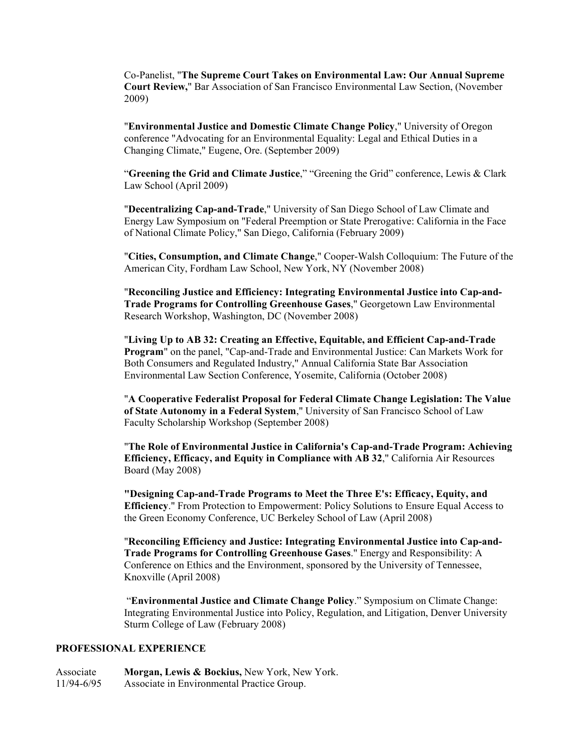Co-Panelist, "**The Supreme Court Takes on Environmental Law: Our Annual Supreme Court Review,**" Bar Association of San Francisco Environmental Law Section, (November 2009)

"**Environmental Justice and Domestic Climate Change Policy**," University of Oregon conference "Advocating for an Environmental Equality: Legal and Ethical Duties in a Changing Climate," Eugene, Ore. (September 2009)

"**Greening the Grid and Climate Justice**," "Greening the Grid" conference, Lewis & Clark Law School (April 2009)

"**Decentralizing Cap-and-Trade**," University of San Diego School of Law Climate and Energy Law Symposium on "Federal Preemption or State Prerogative: California in the Face of National Climate Policy," San Diego, California (February 2009)

"**Cities, Consumption, and Climate Change**," Cooper-Walsh Colloquium: The Future of the American City, Fordham Law School, New York, NY (November 2008)

"**Reconciling Justice and Efficiency: Integrating Environmental Justice into Cap-and-Trade Programs for Controlling Greenhouse Gases**," Georgetown Law Environmental Research Workshop, Washington, DC (November 2008)

"**Living Up to AB 32: Creating an Effective, Equitable, and Efficient Cap-and-Trade Program**" on the panel, "Cap-and-Trade and Environmental Justice: Can Markets Work for Both Consumers and Regulated Industry," Annual California State Bar Association Environmental Law Section Conference, Yosemite, California (October 2008)

"**A Cooperative Federalist Proposal for Federal Climate Change Legislation: The Value of State Autonomy in a Federal System**," University of San Francisco School of Law Faculty Scholarship Workshop (September 2008)

"**The Role of Environmental Justice in California's Cap-and-Trade Program: Achieving Efficiency, Efficacy, and Equity in Compliance with AB 32**," California Air Resources Board (May 2008)

**"Designing Cap-and-Trade Programs to Meet the Three E's: Efficacy, Equity, and Efficiency**." From Protection to Empowerment: Policy Solutions to Ensure Equal Access to the Green Economy Conference, UC Berkeley School of Law (April 2008)

"**Reconciling Efficiency and Justice: Integrating Environmental Justice into Cap-and-Trade Programs for Controlling Greenhouse Gases**." Energy and Responsibility: A Conference on Ethics and the Environment, sponsored by the University of Tennessee, Knoxville (April 2008)

"**Environmental Justice and Climate Change Policy**." Symposium on Climate Change: Integrating Environmental Justice into Policy, Regulation, and Litigation, Denver University Sturm College of Law (February 2008)

## PROFESSIONAL EXPERIENCE

Associate 11/94-6/95 — **Morgan, Lewis & Bockius,** New York, New York.
Associate in Environmental Practice Group.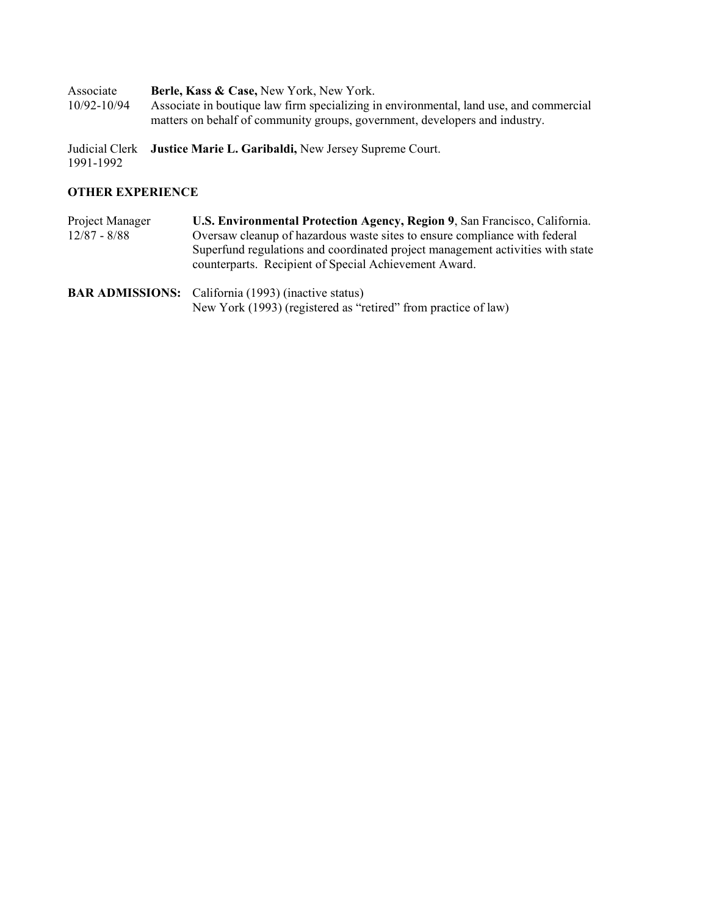Associate
10/92-10/94

**Berle, Kass & Case,** New York, New York.
Associate in boutique law firm specializing in environmental, land use, and commercial matters on behalf of community groups, government, developers and industry.

Judicial Clerk
1991-1992

**Justice Marie L. Garibaldi,** New Jersey Supreme Court.

**OTHER EXPERIENCE**

Project Manager
12/87 - 8/88

**U.S. Environmental Protection Agency, Region 9**, San Francisco, California.
Oversaw cleanup of hazardous waste sites to ensure compliance with federal Superfund regulations and coordinated project management activities with state counterparts. Recipient of Special Achievement Award.

**BAR ADMISSIONS:** California (1993) (inactive status)
New York (1993) (registered as "retired" from practice of law)